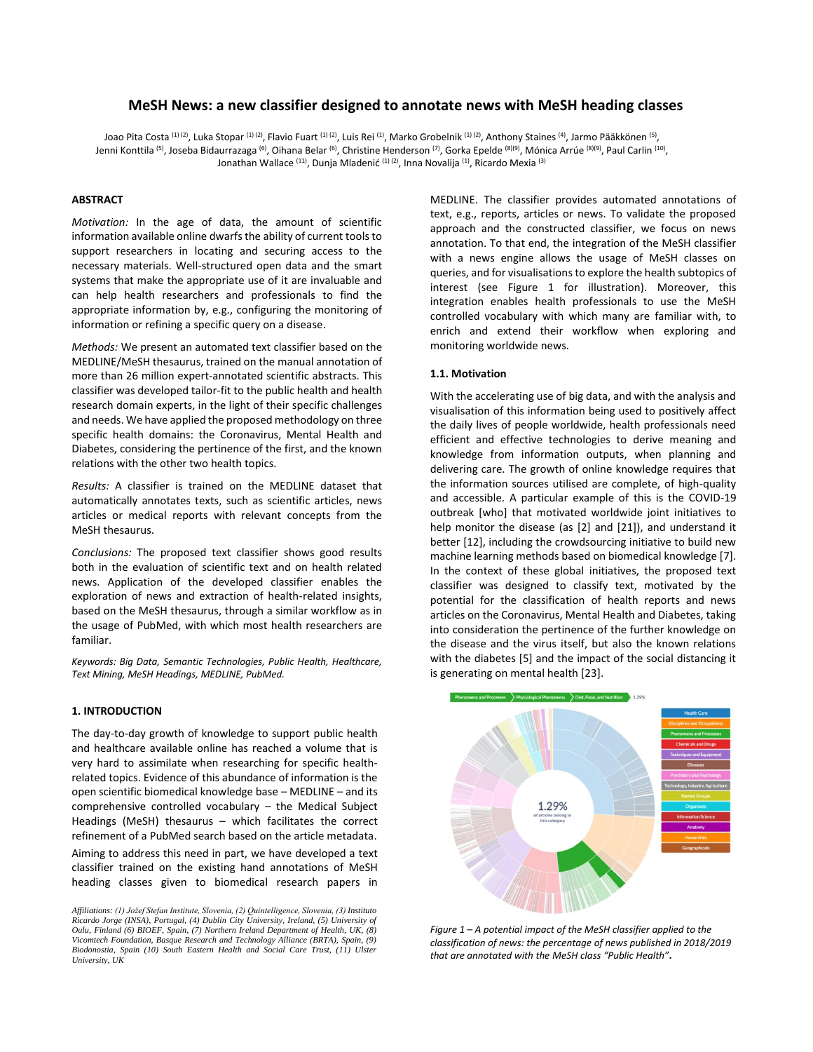# MeSH News: a new classifier designed to annotate news with MeSH heading classes

Joao Pita Costa [(1) (2)], Luka Stopar [(1) (2)], Flavio Fuart [(1) (2)], Luis Rei [(1)], Marko Grobelnik [(1) (2)], Anthony Staines [(4)], Jarmo Pääkkönen [(5)], Jenni Konttila [(5)], Joseba Bidaurrazaga [(6)], Oihana Belar [(6)], Christine Henderson [(7)], Gorka Epelde [(8)(9)], Mónica Arrúe [(8)(9)], Paul Carlin [(10)], Jonathan Wallace [(11)], Dunja Mladenić [(1) (2)], Inna Novalija [(1)], Ricardo Mexia [(3)]

## ABSTRACT

*Motivation:* In the age of data, the amount of scientific information available online dwarfs the ability of current tools to support researchers in locating and securing access to the necessary materials. Well-structured open data and the smart systems that make the appropriate use of it are invaluable and can help health researchers and professionals to find the appropriate information by, e.g., configuring the monitoring of information or refining a specific query on a disease.

*Methods:* We present an automated text classifier based on the MEDLINE/MeSH thesaurus, trained on the manual annotation of more than 26 million expert-annotated scientific abstracts. This classifier was developed tailor-fit to the public health and health research domain experts, in the light of their specific challenges and needs. We have applied the proposed methodology on three specific health domains: the Coronavirus, Mental Health and Diabetes, considering the pertinence of the first, and the known relations with the other two health topics.

*Results:* A classifier is trained on the MEDLINE dataset that automatically annotates texts, such as scientific articles, news articles or medical reports with relevant concepts from the MeSH thesaurus.

*Conclusions:* The proposed text classifier shows good results both in the evaluation of scientific text and on health related news. Application of the developed classifier enables the exploration of news and extraction of health-related insights, based on the MeSH thesaurus, through a similar workflow as in the usage of PubMed, with which most health researchers are familiar.

*Keywords: Big Data, Semantic Technologies, Public Health, Healthcare, Text Mining, MeSH Headings, MEDLINE, PubMed.*

## 1. INTRODUCTION

The day-to-day growth of knowledge to support public health and healthcare available online has reached a volume that is very hard to assimilate when researching for specific health-related topics. Evidence of this abundance of information is the open scientific biomedical knowledge base – MEDLINE – and its comprehensive controlled vocabulary – the Medical Subject Headings (MeSH) thesaurus – which facilitates the correct refinement of a PubMed search based on the article metadata.

Aiming to address this need in part, we have developed a text classifier trained on the existing hand annotations of MeSH heading classes given to biomedical research papers in MEDLINE. The classifier provides automated annotations of text, e.g., reports, articles or news. To validate the proposed approach and the constructed classifier, we focus on news annotation. To that end, the integration of the MeSH classifier with a news engine allows the usage of MeSH classes on queries, and for visualisations to explore the health subtopics of interest (see Figure 1 for illustration). Moreover, this integration enables health professionals to use the MeSH controlled vocabulary with which many are familiar with, to enrich and extend their workflow when exploring and monitoring worldwide news.

### 1.1. Motivation

With the accelerating use of big data, and with the analysis and visualisation of this information being used to positively affect the daily lives of people worldwide, health professionals need efficient and effective technologies to derive meaning and knowledge from information outputs, when planning and delivering care. The growth of online knowledge requires that the information sources utilised are complete, of high-quality and accessible. A particular example of this is the COVID-19 outbreak [who] that motivated worldwide joint initiatives to help monitor the disease (as [2] and [21]), and understand it better [12], including the crowdsourcing initiative to build new machine learning methods based on biomedical knowledge [7]. In the context of these global initiatives, the proposed text classifier was designed to classify text, motivated by the potential for the classification of health reports and news articles on the Coronavirus, Mental Health and Diabetes, taking into consideration the pertinence of the further knowledge on the disease and the virus itself, but also the known relations with the diabetes [5] and the impact of the social distancing it is generating on mental health [23].

*Figure 1 – A potential impact of the MeSH classifier applied to the classification of news: the percentage of news published in 2018/2019 that are annotated with the MeSH class "Public Health".*

*Affiliations: (1) Jožef Stefan Institute, Slovenia, (2) Quintelligence, Slovenia, (3) Instituto Ricardo Jorge (INSA), Portugal, (4) Dublin City University, Ireland, (5) University of Oulu, Finland (6) BIOEF, Spain, (7) Northern Ireland Department of Health, UK, (8) Vicomtech Foundation, Basque Research and Technology Alliance (BRTA), Spain, (9) Biodonostia, Spain (10) South Eastern Health and Social Care Trust, (11) Ulster University, UK*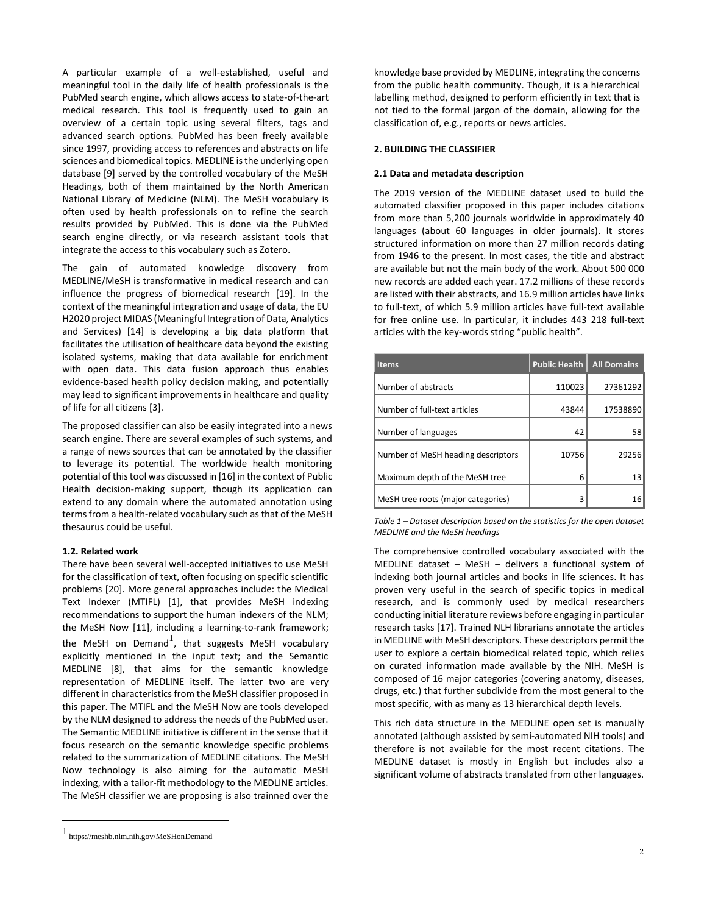A particular example of a well-established, useful and meaningful tool in the daily life of health professionals is the PubMed search engine, which allows access to state-of-the-art medical research. This tool is frequently used to gain an overview of a certain topic using several filters, tags and advanced search options. PubMed has been freely available since 1997, providing access to references and abstracts on life sciences and biomedical topics. MEDLINE is the underlying open database [9] served by the controlled vocabulary of the MeSH Headings, both of them maintained by the North American National Library of Medicine (NLM). The MeSH vocabulary is often used by health professionals on to refine the search results provided by PubMed. This is done via the PubMed search engine directly, or via research assistant tools that integrate the access to this vocabulary such as Zotero.

The gain of automated knowledge discovery from MEDLINE/MeSH is transformative in medical research and can influence the progress of biomedical research [19]. In the context of the meaningful integration and usage of data, the EU H2020 project MIDAS (Meaningful Integration of Data, Analytics and Services) [14] is developing a big data platform that facilitates the utilisation of healthcare data beyond the existing isolated systems, making that data available for enrichment with open data. This data fusion approach thus enables evidence-based health policy decision making, and potentially may lead to significant improvements in healthcare and quality of life for all citizens [3].

The proposed classifier can also be easily integrated into a news search engine. There are several examples of such systems, and a range of news sources that can be annotated by the classifier to leverage its potential. The worldwide health monitoring potential of this tool was discussed in [16] in the context of Public Health decision-making support, though its application can extend to any domain where the automated annotation using terms from a health-related vocabulary such as that of the MeSH thesaurus could be useful.

### 1.2. Related work

There have been several well-accepted initiatives to use MeSH for the classification of text, often focusing on specific scientific problems [20]. More general approaches include: the Medical Text Indexer (MTIFL) [1], that provides MeSH indexing recommendations to support the human indexers of the NLM; the MeSH Now [11], including a learning-to-rank framework; the MeSH on Demand[1], that suggests MeSH vocabulary explicitly mentioned in the input text; and the Semantic MEDLINE [8], that aims for the semantic knowledge representation of MEDLINE itself. The latter two are very different in characteristics from the MeSH classifier proposed in this paper. The MTIFL and the MeSH Now are tools developed by the NLM designed to address the needs of the PubMed user. The Semantic MEDLINE initiative is different in the sense that it focus research on the semantic knowledge specific problems related to the summarization of MEDLINE citations. The MeSH Now technology is also aiming for the automatic MeSH indexing, with a tailor-fit methodology to the MEDLINE articles. The MeSH classifier we are proposing is also trainned over the knowledge base provided by MEDLINE, integrating the concerns from the public health community. Though, it is a hierarchical labelling method, designed to perform efficiently in text that is not tied to the formal jargon of the domain, allowing for the classification of, e.g., reports or news articles.

## 2. BUILDING THE CLASSIFIER

### 2.1 Data and metadata description

The 2019 version of the MEDLINE dataset used to build the automated classifier proposed in this paper includes citations from more than 5,200 journals worldwide in approximately 40 languages (about 60 languages in older journals). It stores structured information on more than 27 million records dating from 1946 to the present. In most cases, the title and abstract are available but not the main body of the work. About 500 000 new records are added each year. 17.2 millions of these records are listed with their abstracts, and 16.9 million articles have links to full-text, of which 5.9 million articles have full-text available for free online use. In particular, it includes 443 218 full-text articles with the key-words string "public health".

| Items | Public Health | All Domains |
|---|---|---|
| Number of abstracts | 110023 | 27361292 |
| Number of full-text articles | 43844 | 17538890 |
| Number of languages | 42 | 58 |
| Number of MeSH heading descriptors | 10756 | 29256 |
| Maximum depth of the MeSH tree | 6 | 13 |
| MeSH tree roots (major categories) | 3 | 16 |

*Table 1 – Dataset description based on the statistics for the open dataset MEDLINE and the MeSH headings*

The comprehensive controlled vocabulary associated with the MEDLINE dataset – MeSH – delivers a functional system of indexing both journal articles and books in life sciences. It has proven very useful in the search of specific topics in medical research, and is commonly used by medical researchers conducting initial literature reviews before engaging in particular research tasks [17]. Trained NLH librarians annotate the articles in MEDLINE with MeSH descriptors. These descriptors permit the user to explore a certain biomedical related topic, which relies on curated information made available by the NIH. MeSH is composed of 16 major categories (covering anatomy, diseases, drugs, etc.) that further subdivide from the most general to the most specific, with as many as 13 hierarchical depth levels.

This rich data structure in the MEDLINE open set is manually annotated (although assisted by semi-automated NIH tools) and therefore is not available for the most recent citations. The MEDLINE dataset is mostly in English but includes also a significant volume of abstracts translated from other languages.

[1] https://meshb.nlm.nih.gov/MeSHonDemand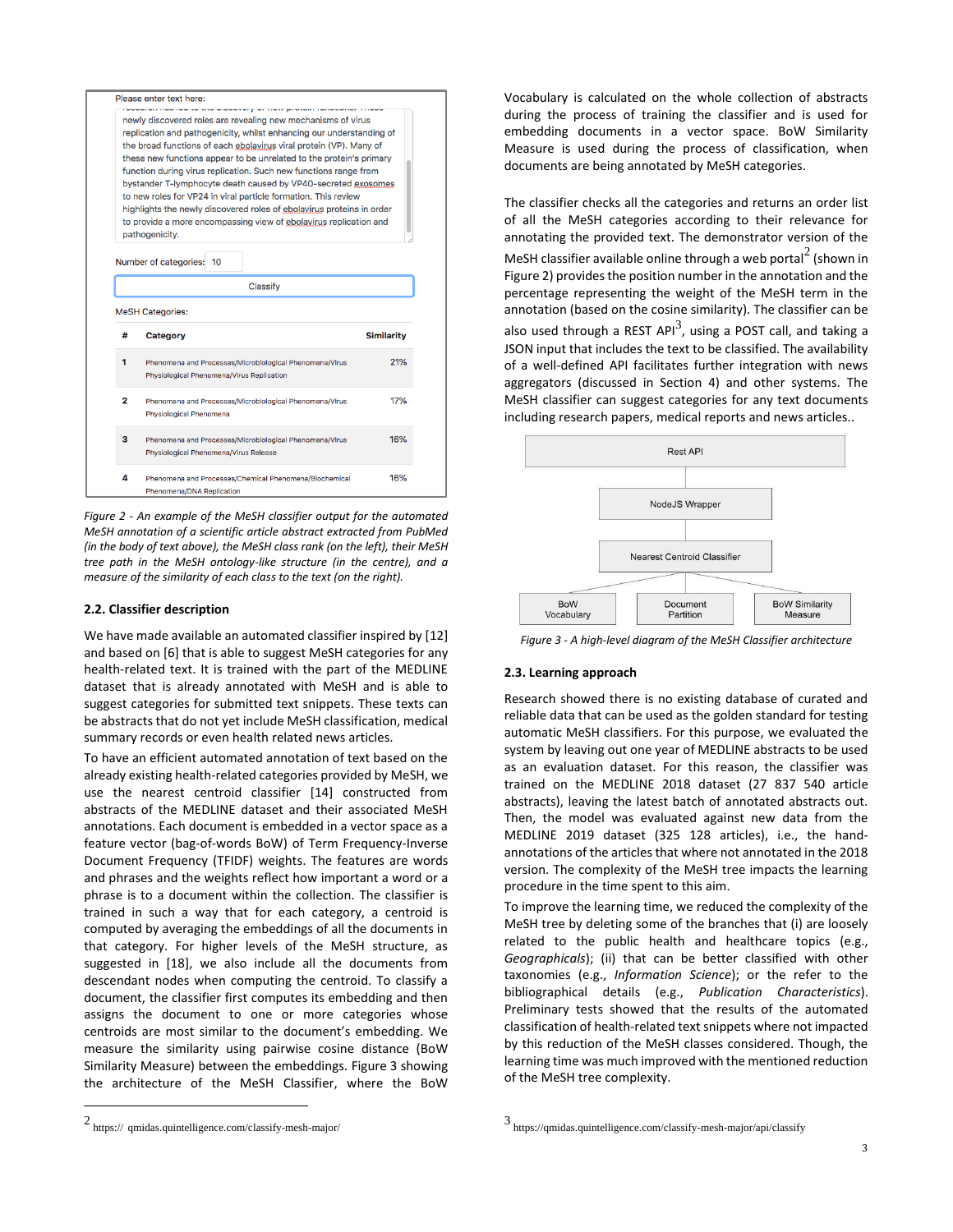Please enter text here:

newly discovered roles are revealing new mechanisms of virus replication and pathogenicity, whilst enhancing our understanding of the broad functions of each ebolavirus viral protein (VP). Many of these new functions appear to be unrelated to the protein's primary function during virus replication. Such new functions range from bystander T-lymphocyte death caused by VP40-secreted exosomes to new roles for VP24 in viral particle formation. This review highlights the newly discovered roles of ebolavirus proteins in order to provide a more encompassing view of ebolavirus replication and pathogenicity.

Number of categories: 10

Classify

MeSH Categories:

| # | Category | Similarity |
|---|---|---|
| 1 | Phenomena and Processes/Microbiological Phenomena/Virus Physiological Phenomena/Virus Replication | 21% |
| 2 | Phenomena and Processes/Microbiological Phenomena/Virus Physiological Phenomena | 17% |
| 3 | Phenomena and Processes/Microbiological Phenomena/Virus Physiological Phenomena/Virus Release | 16% |
| 4 | Phenomena and Processes/Chemical Phenomena/Biochemical Phenomena/DNA Replication | 16% |

*Figure 2 - An example of the MeSH classifier output for the automated MeSH annotation of a scientific article abstract extracted from PubMed (in the body of text above), the MeSH class rank (on the left), their MeSH tree path in the MeSH ontology-like structure (in the centre), and a measure of the similarity of each class to the text (on the right).*

### 2.2. Classifier description

We have made available an automated classifier inspired by [12] and based on [6] that is able to suggest MeSH categories for any health-related text. It is trained with the part of the MEDLINE dataset that is already annotated with MeSH and is able to suggest categories for submitted text snippets. These texts can be abstracts that do not yet include MeSH classification, medical summary records or even health related news articles.

To have an efficient automated annotation of text based on the already existing health-related categories provided by MeSH, we use the nearest centroid classifier [14] constructed from abstracts of the MEDLINE dataset and their associated MeSH annotations. Each document is embedded in a vector space as a feature vector (bag-of-words BoW) of Term Frequency-Inverse Document Frequency (TFIDF) weights. The features are words and phrases and the weights reflect how important a word or a phrase is to a document within the collection. The classifier is trained in such a way that for each category, a centroid is computed by averaging the embeddings of all the documents in that category. For higher levels of the MeSH structure, as suggested in [18], we also include all the documents from descendant nodes when computing the centroid. To classify a document, the classifier first computes its embedding and then assigns the document to one or more categories whose centroids are most similar to the document's embedding. We measure the similarity using pairwise cosine distance (BoW Similarity Measure) between the embeddings. Figure 3 showing the architecture of the MeSH Classifier, where the BoW Vocabulary is calculated on the whole collection of abstracts during the process of training the classifier and is used for embedding documents in a vector space. BoW Similarity Measure is used during the process of classification, when documents are being annotated by MeSH categories.

The classifier checks all the categories and returns an order list of all the MeSH categories according to their relevance for annotating the provided text. The demonstrator version of the MeSH classifier available online through a web portal[2] (shown in Figure 2) provides the position number in the annotation and the percentage representing the weight of the MeSH term in the annotation (based on the cosine similarity). The classifier can be also used through a REST API[3], using a POST call, and taking a JSON input that includes the text to be classified. The availability of a well-defined API facilitates further integration with news aggregators (discussed in Section 4) and other systems. The MeSH classifier can suggest categories for any text documents including research papers, medical reports and news articles..

Rest API

NodeJS Wrapper

Nearest Centroid Classifier

BoW Vocabulary | Document Partition | BoW Similarity Measure

*Figure 3 - A high-level diagram of the MeSH Classifier architecture*

### 2.3. Learning approach

Research showed there is no existing database of curated and reliable data that can be used as the golden standard for testing automatic MeSH classifiers. For this purpose, we evaluated the system by leaving out one year of MEDLINE abstracts to be used as an evaluation dataset. For this reason, the classifier was trained on the MEDLINE 2018 dataset (27 837 540 article abstracts), leaving the latest batch of annotated abstracts out. Then, the model was evaluated against new data from the MEDLINE 2019 dataset (325 128 articles), i.e., the hand-annotations of the articles that where not annotated in the 2018 version. The complexity of the MeSH tree impacts the learning procedure in the time spent to this aim.

To improve the learning time, we reduced the complexity of the MeSH tree by deleting some of the branches that (i) are loosely related to the public health and healthcare topics (e.g., *Geographicals*); (ii) that can be better classified with other taxonomies (e.g., *Information Science*); or the refer to the bibliographical details (e.g., *Publication Characteristics*). Preliminary tests showed that the results of the automated classification of health-related text snippets where not impacted by this reduction of the MeSH classes considered. Though, the learning time was much improved with the mentioned reduction of the MeSH tree complexity.

[2] https:// qmidas.quintelligence.com/classify-mesh-major/

[3] https://qmidas.quintelligence.com/classify-mesh-major/api/classify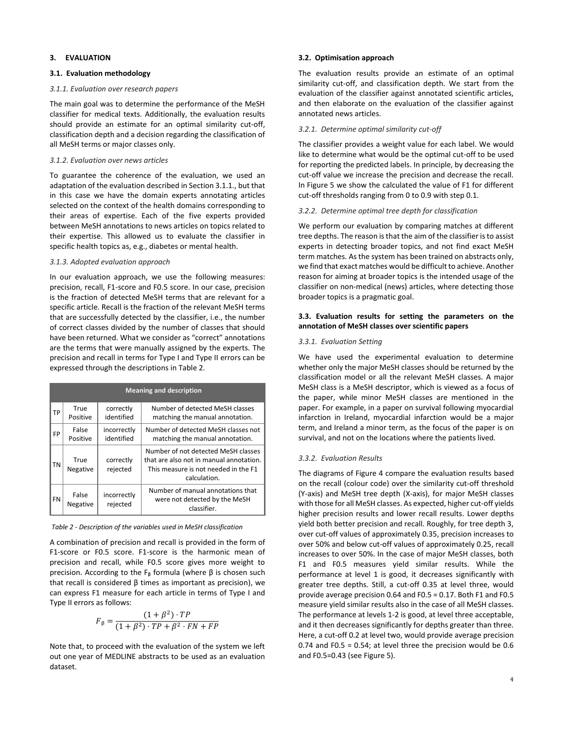### 3. EVALUATION

### 3.1. Evaluation methodology

*3.1.1. Evaluation over research papers*

The main goal was to determine the performance of the MeSH classifier for medical texts. Additionally, the evaluation results should provide an estimate for an optimal similarity cut-off, classification depth and a decision regarding the classification of all MeSH terms or major classes only.

*3.1.2. Evaluation over news articles*

To guarantee the coherence of the evaluation, we used an adaptation of the evaluation described in Section 3.1.1., but that in this case we have the domain experts annotating articles selected on the context of the health domains corresponding to their areas of expertise. Each of the five experts provided between MeSH annotations to news articles on topics related to their expertise. This allowed us to evaluate the classifier in specific health topics as, e.g., diabetes or mental health.

*3.1.3. Adopted evaluation approach*

In our evaluation approach, we use the following measures: precision, recall, F1-score and F0.5 score. In our case, precision is the fraction of detected MeSH terms that are relevant for a specific article. Recall is the fraction of the relevant MeSH terms that are successfully detected by the classifier, i.e., the number of correct classes divided by the number of classes that should have been returned. What we consider as "correct" annotations are the terms that were manually assigned by the experts. The precision and recall in terms for Type I and Type II errors can be expressed through the descriptions in Table 2.

| Meaning and description | | | |
|---|---|---|---|
| TP | True Positive | correctly identified | Number of detected MeSH classes matching the manual annotation. |
| FP | False Positive | incorrectly identified | Number of detected MeSH classes not matching the manual annotation. |
| TN | True Negative | correctly rejected | Number of not detected MeSH classes that are also not in manual annotation. This measure is not needed in the F1 calculation. |
| FN | False Negative | incorrectly rejected | Number of manual annotations that were not detected by the MeSH classifier. |

*Table 2 - Description of the variables used in MeSH classification*

A combination of precision and recall is provided in the form of F1-score or F0.5 score. F1-score is the harmonic mean of precision and recall, while F0.5 score gives more weight to precision. According to the $F_\beta$ formula (where β is chosen such that recall is considered β times as important as precision), we can express F1 measure for each article in terms of Type I and Type II errors as follows:

$$F_\beta = \frac{(1+\beta^2)\cdot TP}{(1+\beta^2)\cdot TP + \beta^2 \cdot FN + FP}$$

Note that, to proceed with the evaluation of the system we left out one year of MEDLINE abstracts to be used as an evaluation dataset.

### 3.2. Optimisation approach

The evaluation results provide an estimate of an optimal similarity cut-off, and classification depth. We start from the evaluation of the classifier against annotated scientific articles, and then elaborate on the evaluation of the classifier against annotated news articles.

*3.2.1. Determine optimal similarity cut-off*

The classifier provides a weight value for each label. We would like to determine what would be the optimal cut-off to be used for reporting the predicted labels. In principle, by decreasing the cut-off value we increase the precision and decrease the recall. In Figure 5 we show the calculated the value of F1 for different cut-off thresholds ranging from 0 to 0.9 with step 0.1.

*3.2.2. Determine optimal tree depth for classification*

We perform our evaluation by comparing matches at different tree depths. The reason is that the aim of the classifier is to assist experts in detecting broader topics, and not find exact MeSH term matches. As the system has been trained on abstracts only, we find that exact matches would be difficult to achieve. Another reason for aiming at broader topics is the intended usage of the classifier on non-medical (news) articles, where detecting those broader topics is a pragmatic goal.

### 3.3. Evaluation results for setting the parameters on the annotation of MeSH classes over scientific papers

*3.3.1. Evaluation Setting*

We have used the experimental evaluation to determine whether only the major MeSH classes should be returned by the classification model or all the relevant MeSH classes. A major MeSH class is a MeSH descriptor, which is viewed as a focus of the paper, while minor MeSH classes are mentioned in the paper. For example, in a paper on survival following myocardial infarction in Ireland, myocardial infarction would be a major term, and Ireland a minor term, as the focus of the paper is on survival, and not on the locations where the patients lived.

*3.3.2. Evaluation Results*

The diagrams of Figure 4 compare the evaluation results based on the recall (colour code) over the similarity cut-off threshold (Y-axis) and MeSH tree depth (X-axis), for major MeSH classes with those for all MeSH classes. As expected, higher cut-off yields higher precision results and lower recall results. Lower depths yield both better precision and recall. Roughly, for tree depth 3, over cut-off values of approximately 0.35, precision increases to over 50% and below cut-off values of approximately 0.25, recall increases to over 50%. In the case of major MeSH classes, both F1 and F0.5 measures yield similar results. While the performance at level 1 is good, it decreases significantly with greater tree depths. Still, a cut-off 0.35 at level three, would provide average precision 0.64 and F0.5 = 0.17. Both F1 and F0.5 measure yield similar results also in the case of all MeSH classes. The performance at levels 1-2 is good, at level three acceptable, and it then decreases significantly for depths greater than three. Here, a cut-off 0.2 at level two, would provide average precision 0.74 and F0.5 = 0.54; at level three the precision would be 0.6 and F0.5=0.43 (see Figure 5).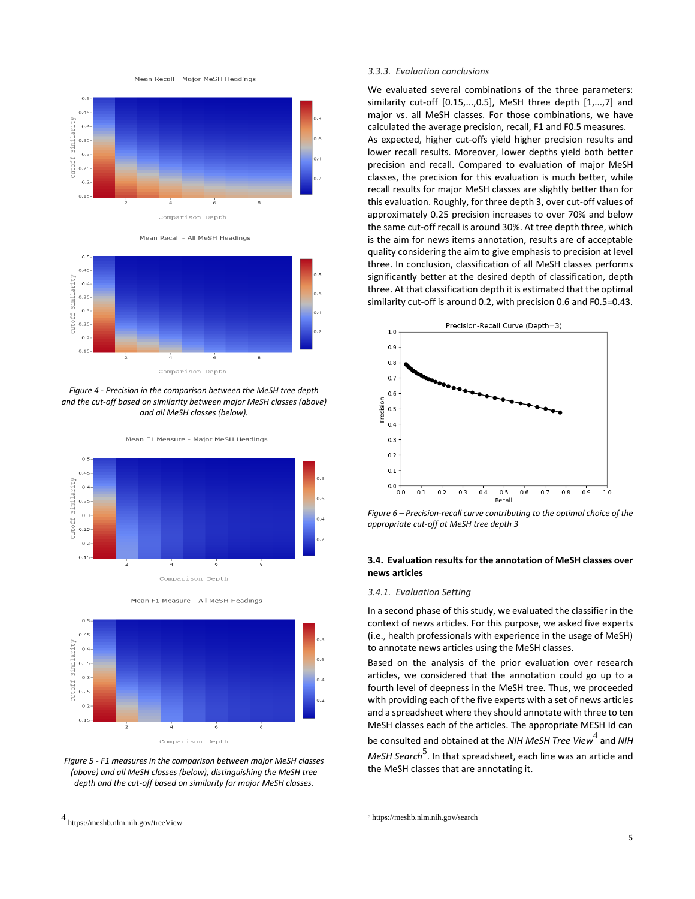*Figure 4 - Precision in the comparison between the MeSH tree depth and the cut-off based on similarity between major MeSH classes (above) and all MeSH classes (below).*

*Figure 5 - F1 measures in the comparison between major MeSH classes (above) and all MeSH classes (below), distinguishing the MeSH tree depth and the cut-off based on similarity for major MeSH classes.*

#### 3.3.3. Evaluation conclusions

We evaluated several combinations of the three parameters: similarity cut-off [0.15,...,0.5], MeSH three depth [1,...,7] and major vs. all MeSH classes. For those combinations, we have calculated the average precision, recall, F1 and F0.5 measures. As expected, higher cut-offs yield higher precision results and lower recall results. Moreover, lower depths yield both better precision and recall. Compared to evaluation of major MeSH classes, the precision for this evaluation is much better, while recall results for major MeSH classes are slightly better than for this evaluation. Roughly, for three depth 3, over cut-off values of approximately 0.25 precision increases to over 70% and below the same cut-off recall is around 30%. At tree depth three, which is the aim for news items annotation, results are of acceptable quality considering the aim to give emphasis to precision at level three. In conclusion, classification of all MeSH classes performs significantly better at the desired depth of classification, depth three. At that classification depth it is estimated that the optimal similarity cut-off is around 0.2, with precision 0.6 and F0.5=0.43.

*Figure 6 – Precision-recall curve contributing to the optimal choice of the appropriate cut-off at MeSH tree depth 3*

### 3.4. Evaluation results for the annotation of MeSH classes over news articles

#### 3.4.1. Evaluation Setting

In a second phase of this study, we evaluated the classifier in the context of news articles. For this purpose, we asked five experts (i.e., health professionals with experience in the usage of MeSH) to annotate news articles using the MeSH classes.

Based on the analysis of the prior evaluation over research articles, we considered that the annotation could go up to a fourth level of deepness in the MeSH tree. Thus, we proceeded with providing each of the five experts with a set of news articles and a spreadsheet where they should annotate with three to ten MeSH classes each of the articles. The appropriate MESH Id can be consulted and obtained at the *NIH MeSH Tree View*[4] and *NIH MeSH Search*[5]. In that spreadsheet, each line was an article and the MeSH classes that are annotating it.

[4] https://meshb.nlm.nih.gov/treeView

[5] https://meshb.nlm.nih.gov/search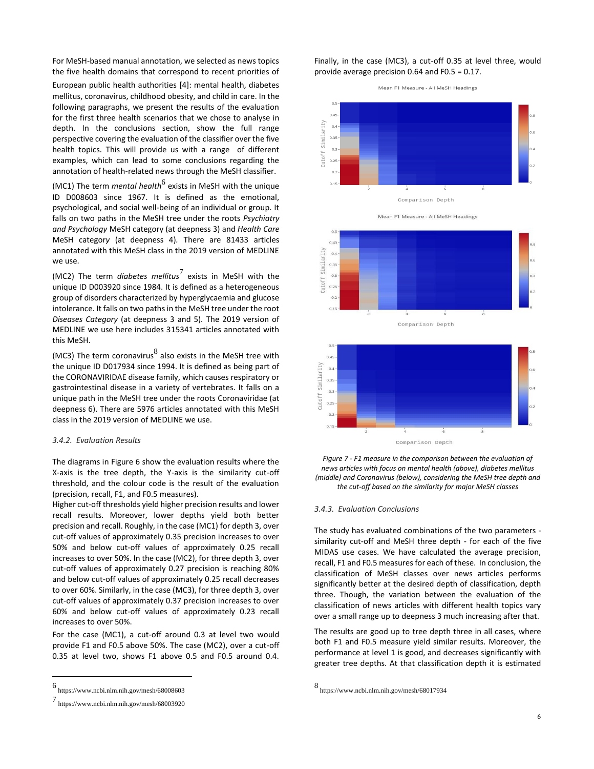For MeSH-based manual annotation, we selected as news topics the five health domains that correspond to recent priorities of European public health authorities [4]: mental health, diabetes mellitus, coronavirus, childhood obesity, and child in care. In the following paragraphs, we present the results of the evaluation for the first three health scenarios that we chose to analyse in depth. In the conclusions section, show the full range perspective covering the evaluation of the classifier over the five health topics. This will provide us with a range of different examples, which can lead to some conclusions regarding the annotation of health-related news through the MeSH classifier.

(MC1) The term *mental health*[6] exists in MeSH with the unique ID D008603 since 1967. It is defined as the emotional, psychological, and social well-being of an individual or group. It falls on two paths in the MeSH tree under the roots *Psychiatry and Psychology* MeSH category (at deepness 3) and *Health Care* MeSH category (at deepness 4). There are 81433 articles annotated with this MeSH class in the 2019 version of MEDLINE we use.

(MC2) The term *diabetes mellitus*[7] exists in MeSH with the unique ID D003920 since 1984. It is defined as a heterogeneous group of disorders characterized by hyperglycaemia and glucose intolerance. It falls on two paths in the MeSH tree under the root *Diseases Category* (at deepness 3 and 5). The 2019 version of MEDLINE we use here includes 315341 articles annotated with this MeSH.

(MC3) The term coronavirus[8] also exists in the MeSH tree with the unique ID D017934 since 1994. It is defined as being part of the CORONAVIRIDAE disease family, which causes respiratory or gastrointestinal disease in a variety of vertebrates. It falls on a unique path in the MeSH tree under the roots Coronaviridae (at deepness 6). There are 5976 articles annotated with this MeSH class in the 2019 version of MEDLINE we use.

### 3.4.2. Evaluation Results

The diagrams in Figure 6 show the evaluation results where the X-axis is the tree depth, the Y-axis is the similarity cut-off threshold, and the colour code is the result of the evaluation (precision, recall, F1, and F0.5 measures).

Higher cut-off thresholds yield higher precision results and lower recall results. Moreover, lower depths yield both better precision and recall. Roughly, in the case (MC1) for depth 3, over cut-off values of approximately 0.35 precision increases to over 50% and below cut-off values of approximately 0.25 recall increases to over 50%. In the case (MC2), for three depth 3, over cut-off values of approximately 0.27 precision is reaching 80% and below cut-off values of approximately 0.25 recall decreases to over 60%. Similarly, in the case (MC3), for three depth 3, over cut-off values of approximately 0.37 precision increases to over 60% and below cut-off values of approximately 0.23 recall increases to over 50%.

For the case (MC1), a cut-off around 0.3 at level two would provide F1 and F0.5 above 50%. The case (MC2), over a cut-off 0.35 at level two, shows F1 above 0.5 and F0.5 around 0.4. Finally, in the case (MC3), a cut-off 0.35 at level three, would provide average precision 0.64 and F0.5 = 0.17.

*Figure 7 - F1 measure in the comparison between the evaluation of news articles with focus on mental health (above), diabetes mellitus (middle) and Coronavirus (below), considering the MeSH tree depth and the cut-off based on the similarity for major MeSH classes*

### 3.4.3. Evaluation Conclusions

The study has evaluated combinations of the two parameters - similarity cut-off and MeSH three depth - for each of the five MIDAS use cases. We have calculated the average precision, recall, F1 and F0.5 measures for each of these. In conclusion, the classification of MeSH classes over news articles performs significantly better at the desired depth of classification, depth three. Though, the variation between the evaluation of the classification of news articles with different health topics vary over a small range up to deepness 3 much increasing after that.

The results are good up to tree depth three in all cases, where both F1 and F0.5 measure yield similar results. Moreover, the performance at level 1 is good, and decreases significantly with greater tree depths. At that classification depth it is estimated

---

[6] https://www.ncbi.nlm.nih.gov/mesh/68008603

[7] https://www.ncbi.nlm.nih.gov/mesh/68003920

[8] https://www.ncbi.nlm.nih.gov/mesh/68017934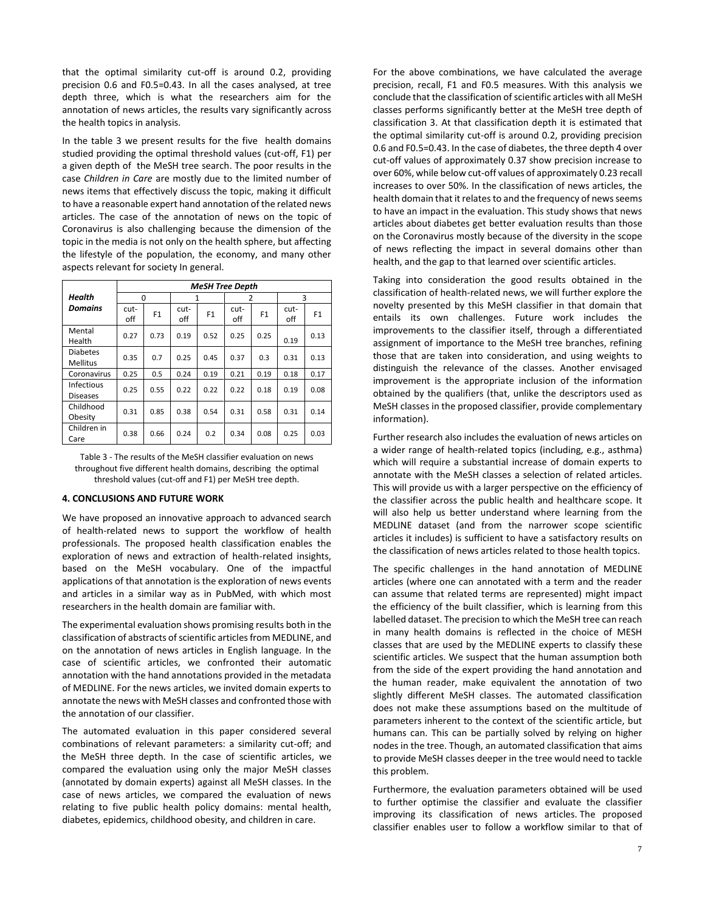that the optimal similarity cut-off is around 0.2, providing precision 0.6 and F0.5=0.43. In all the cases analysed, at tree depth three, which is what the researchers aim for the annotation of news articles, the results vary significantly across the health topics in analysis.

In the table 3 we present results for the five health domains studied providing the optimal threshold values (cut-off, F1) per a given depth of the MeSH tree search. The poor results in the case *Children in Care* are mostly due to the limited number of news items that effectively discuss the topic, making it difficult to have a reasonable expert hand annotation of the related news articles. The case of the annotation of news on the topic of Coronavirus is also challenging because the dimension of the topic in the media is not only on the health sphere, but affecting the lifestyle of the population, the economy, and many other aspects relevant for society In general.

| **Health Domains** | ***MeSH Tree Depth*** | | | | | | | |
|---|---|---|---|---|---|---|---|---|
| | 0 | | 1 | | 2 | | 3 | |
| | cut-off | F1 | cut-off | F1 | cut-off | F1 | cut-off | F1 |
| Mental Health | 0.27 | 0.73 | 0.19 | 0.52 | 0.25 | 0.25 | 0.19 | 0.13 |
| Diabetes Mellitus | 0.35 | 0.7 | 0.25 | 0.45 | 0.37 | 0.3 | 0.31 | 0.13 |
| Coronavirus | 0.25 | 0.5 | 0.24 | 0.19 | 0.21 | 0.19 | 0.18 | 0.17 |
| Infectious Diseases | 0.25 | 0.55 | 0.22 | 0.22 | 0.22 | 0.18 | 0.19 | 0.08 |
| Childhood Obesity | 0.31 | 0.85 | 0.38 | 0.54 | 0.31 | 0.58 | 0.31 | 0.14 |
| Children in Care | 0.38 | 0.66 | 0.24 | 0.2 | 0.34 | 0.08 | 0.25 | 0.03 |

Table 3 - The results of the MeSH classifier evaluation on news throughout five different health domains, describing the optimal threshold values (cut-off and F1) per MeSH tree depth.

#### 4. CONCLUSIONS AND FUTURE WORK

We have proposed an innovative approach to advanced search of health-related news to support the workflow of health professionals. The proposed health classification enables the exploration of news and extraction of health-related insights, based on the MeSH vocabulary. One of the impactful applications of that annotation is the exploration of news events and articles in a similar way as in PubMed, with which most researchers in the health domain are familiar with.

The experimental evaluation shows promising results both in the classification of abstracts of scientific articles from MEDLINE, and on the annotation of news articles in English language. In the case of scientific articles, we confronted their automatic annotation with the hand annotations provided in the metadata of MEDLINE. For the news articles, we invited domain experts to annotate the news with MeSH classes and confronted those with the annotation of our classifier.

The automated evaluation in this paper considered several combinations of relevant parameters: a similarity cut-off; and the MeSH three depth. In the case of scientific articles, we compared the evaluation using only the major MeSH classes (annotated by domain experts) against all MeSH classes. In the case of news articles, we compared the evaluation of news relating to five public health policy domains: mental health, diabetes, epidemics, childhood obesity, and children in care.

For the above combinations, we have calculated the average precision, recall, F1 and F0.5 measures. With this analysis we conclude that the classification of scientific articles with all MeSH classes performs significantly better at the MeSH tree depth of classification 3. At that classification depth it is estimated that the optimal similarity cut-off is around 0.2, providing precision 0.6 and F0.5=0.43. In the case of diabetes, the three depth 4 over cut-off values of approximately 0.37 show precision increase to over 60%, while below cut-off values of approximately 0.23 recall increases to over 50%. In the classification of news articles, the health domain that it relates to and the frequency of news seems to have an impact in the evaluation. This study shows that news articles about diabetes get better evaluation results than those on the Coronavirus mostly because of the diversity in the scope of news reflecting the impact in several domains other than health, and the gap to that learned over scientific articles.

Taking into consideration the good results obtained in the classification of health-related news, we will further explore the novelty presented by this MeSH classifier in that domain that entails its own challenges. Future work includes the improvements to the classifier itself, through a differentiated assignment of importance to the MeSH tree branches, refining those that are taken into consideration, and using weights to distinguish the relevance of the classes. Another envisaged improvement is the appropriate inclusion of the information obtained by the qualifiers (that, unlike the descriptors used as MeSH classes in the proposed classifier, provide complementary information).

Further research also includes the evaluation of news articles on a wider range of health-related topics (including, e.g., asthma) which will require a substantial increase of domain experts to annotate with the MeSH classes a selection of related articles. This will provide us with a larger perspective on the efficiency of the classifier across the public health and healthcare scope. It will also help us better understand where learning from the MEDLINE dataset (and from the narrower scope scientific articles it includes) is sufficient to have a satisfactory results on the classification of news articles related to those health topics.

The specific challenges in the hand annotation of MEDLINE articles (where one can annotated with a term and the reader can assume that related terms are represented) might impact the efficiency of the built classifier, which is learning from this labelled dataset. The precision to which the MeSH tree can reach in many health domains is reflected in the choice of MESH classes that are used by the MEDLINE experts to classify these scientific articles. We suspect that the human assumption both from the side of the expert providing the hand annotation and the human reader, make equivalent the annotation of two slightly different MeSH classes. The automated classification does not make these assumptions based on the multitude of parameters inherent to the context of the scientific article, but humans can. This can be partially solved by relying on higher nodes in the tree. Though, an automated classification that aims to provide MeSH classes deeper in the tree would need to tackle this problem.

Furthermore, the evaluation parameters obtained will be used to further optimise the classifier and evaluate the classifier improving its classification of news articles. The proposed classifier enables user to follow a workflow similar to that of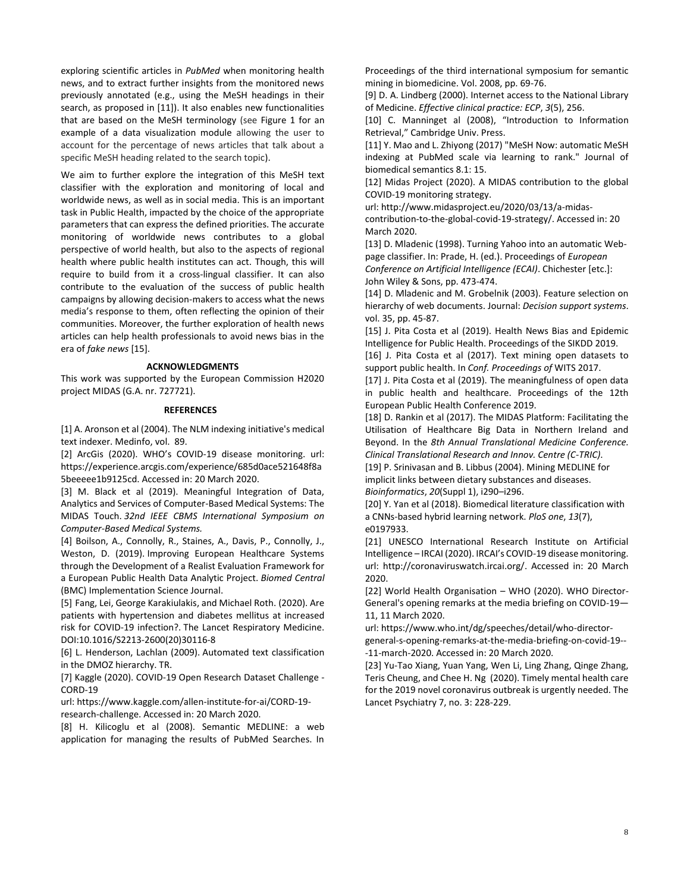exploring scientific articles in *PubMed* when monitoring health news, and to extract further insights from the monitored news previously annotated (e.g., using the MeSH headings in their search, as proposed in [11]). It also enables new functionalities that are based on the MeSH terminology (see Figure 1 for an example of a data visualization module allowing the user to account for the percentage of news articles that talk about a specific MeSH heading related to the search topic).

We aim to further explore the integration of this MeSH text classifier with the exploration and monitoring of local and worldwide news, as well as in social media. This is an important task in Public Health, impacted by the choice of the appropriate parameters that can express the defined priorities. The accurate monitoring of worldwide news contributes to a global perspective of world health, but also to the aspects of regional health where public health institutes can act. Though, this will require to build from it a cross-lingual classifier. It can also contribute to the evaluation of the success of public health campaigns by allowing decision-makers to access what the news media's response to them, often reflecting the opinion of their communities. Moreover, the further exploration of health news articles can help health professionals to avoid news bias in the era of *fake news* [15].

## ACKNOWLEDGMENTS

This work was supported by the European Commission H2020 project MIDAS (G.A. nr. 727721).

## REFERENCES

[1] A. Aronson et al (2004). The NLM indexing initiative's medical text indexer. Medinfo, vol. 89.

[2] ArcGis (2020). WHO's COVID-19 disease monitoring. url: https://experience.arcgis.com/experience/685d0ace521648f8a5beeeee1b9125cd. Accessed in: 20 March 2020.

[3] M. Black et al (2019). Meaningful Integration of Data, Analytics and Services of Computer-Based Medical Systems: The MIDAS Touch. *32nd IEEE CBMS International Symposium on Computer-Based Medical Systems.*

[4] Boilson, A., Connolly, R., Staines, A., Davis, P., Connolly, J., Weston, D. (2019). Improving European Healthcare Systems through the Development of a Realist Evaluation Framework for a European Public Health Data Analytic Project. *Biomed Central* (BMC) Implementation Science Journal.

[5] Fang, Lei, George Karakiulakis, and Michael Roth. (2020). Are patients with hypertension and diabetes mellitus at increased risk for COVID-19 infection?. The Lancet Respiratory Medicine. DOI:10.1016/S2213-2600(20)30116-8

[6] L. Henderson, Lachlan (2009). Automated text classification in the DMOZ hierarchy. TR.

[7] Kaggle (2020). COVID-19 Open Research Dataset Challenge - CORD-19
url: https://www.kaggle.com/allen-institute-for-ai/CORD-19-research-challenge. Accessed in: 20 March 2020.

[8] H. Kilicoglu et al (2008). Semantic MEDLINE: a web application for managing the results of PubMed Searches. In Proceedings of the third international symposium for semantic mining in biomedicine. Vol. 2008, pp. 69-76.

[9] D. A. Lindberg (2000). Internet access to the National Library of Medicine. *Effective clinical practice: ECP*, *3*(5), 256.

[10] C. Manninget al (2008), "Introduction to Information Retrieval," Cambridge Univ. Press.

[11] Y. Mao and L. Zhiyong (2017) "MeSH Now: automatic MeSH indexing at PubMed scale via learning to rank." Journal of biomedical semantics 8.1: 15.

[12] Midas Project (2020). A MIDAS contribution to the global COVID-19 monitoring strategy.
url: http://www.midasproject.eu/2020/03/13/a-midas-contribution-to-the-global-covid-19-strategy/. Accessed in: 20 March 2020.

[13] D. Mladenic (1998). Turning Yahoo into an automatic Web-page classifier. In: Prade, H. (ed.). Proceedings of *European Conference on Artificial Intelligence (ECAI)*. Chichester [etc.]: John Wiley & Sons, pp. 473-474.

[14] D. Mladenic and M. Grobelnik (2003). Feature selection on hierarchy of web documents. Journal: *Decision support systems*. vol. 35, pp. 45-87.

[15] J. Pita Costa et al (2019). Health News Bias and Epidemic Intelligence for Public Health. Proceedings of the SIKDD 2019.

[16] J. Pita Costa et al (2017). Text mining open datasets to support public health. In *Conf. Proceedings of* WITS 2017.

[17] J. Pita Costa et al (2019). The meaningfulness of open data in public health and healthcare. Proceedings of the 12th European Public Health Conference 2019.

[18] D. Rankin et al (2017). The MIDAS Platform: Facilitating the Utilisation of Healthcare Big Data in Northern Ireland and Beyond. In the *8th Annual Translational Medicine Conference. Clinical Translational Research and Innov. Centre (C-TRIC)*.

[19] P. Srinivasan and B. Libbus (2004). Mining MEDLINE for implicit links between dietary substances and diseases. *Bioinformatics*, *20*(Suppl 1), i290–i296.

[20] Y. Yan et al (2018). Biomedical literature classification with a CNNs-based hybrid learning network. *PloS one*, *13*(7), e0197933.

[21] UNESCO International Research Institute on Artificial Intelligence – IRCAI (2020). IRCAI's COVID-19 disease monitoring. url: http://coronaviruswatch.ircai.org/. Accessed in: 20 March 2020.

[22] World Health Organisation – WHO (2020). WHO Director-General's opening remarks at the media briefing on COVID-19—11, 11 March 2020.
url: https://www.who.int/dg/speeches/detail/who-director-general-s-opening-remarks-at-the-media-briefing-on-covid-19---11-march-2020. Accessed in: 20 March 2020.

[23] Yu-Tao Xiang, Yuan Yang, Wen Li, Ling Zhang, Qinge Zhang, Teris Cheung, and Chee H. Ng (2020). Timely mental health care for the 2019 novel coronavirus outbreak is urgently needed. The Lancet Psychiatry 7, no. 3: 228-229.